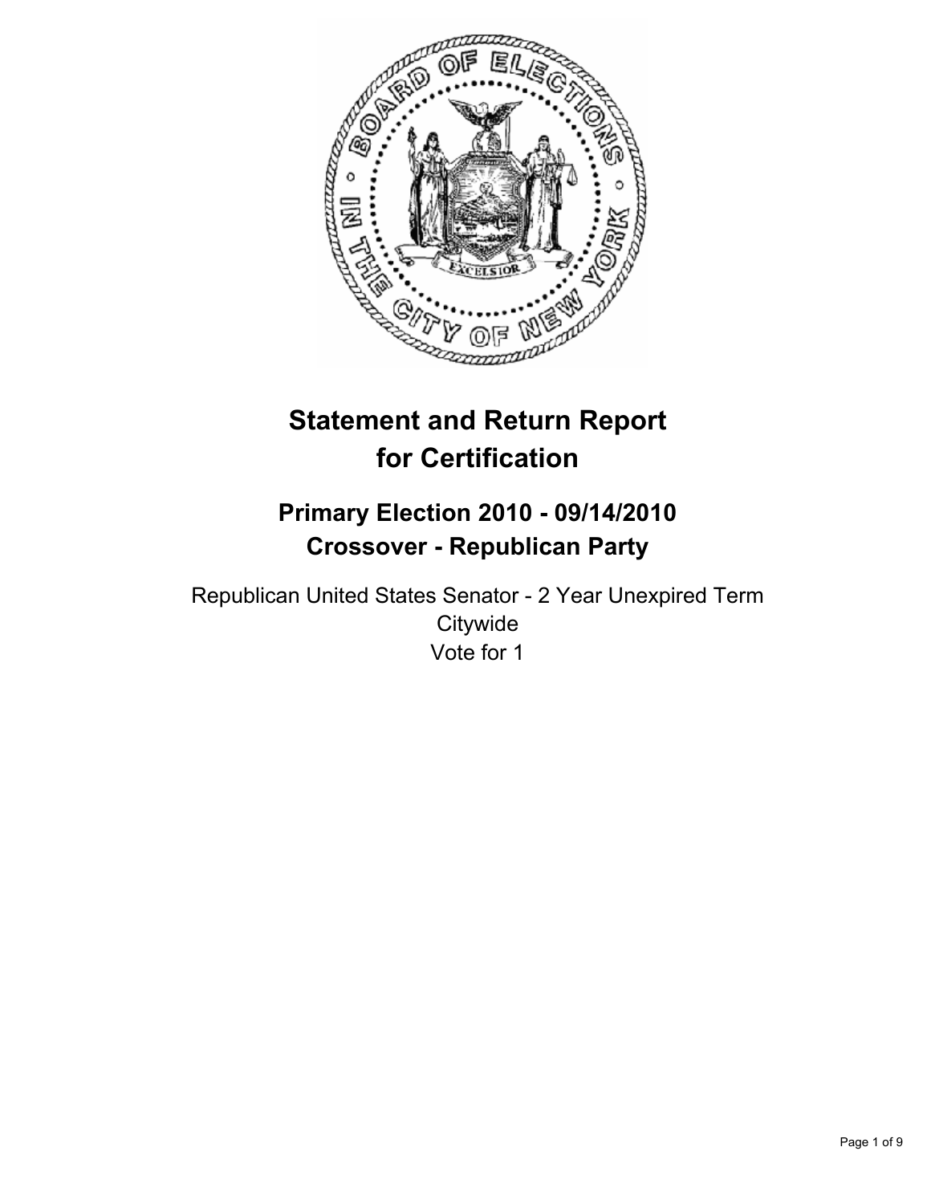# Statement and Return Report for Certification

## Primary Election 2010 - 09/14/2010
## Crossover - Republican Party

Republican United States Senator - 2 Year Unexpired Term
Citywide
Vote for 1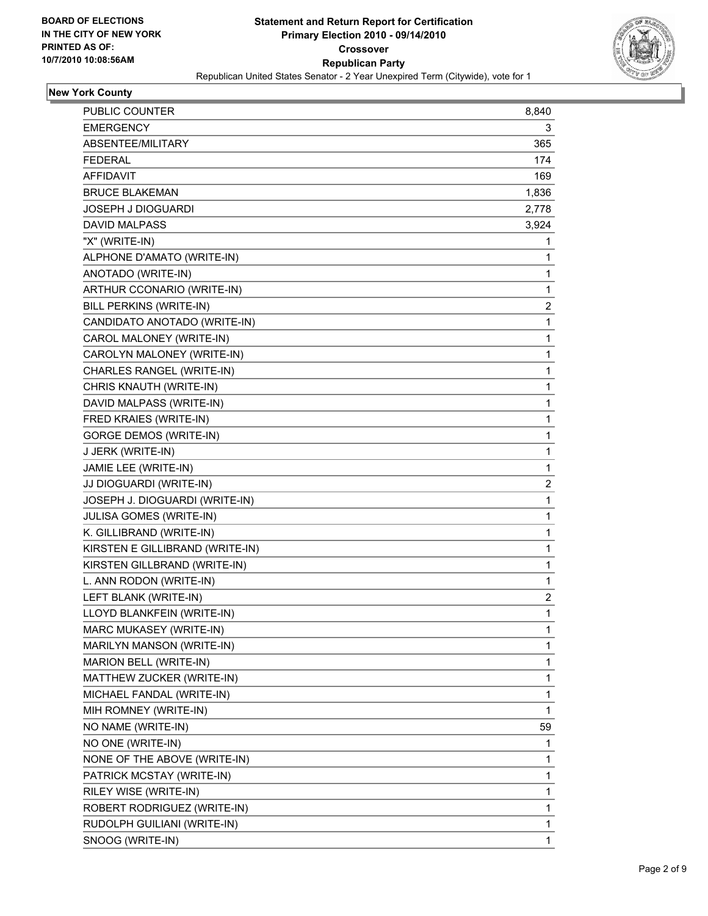**BOARD OF ELECTIONS IN THE CITY OF NEW YORK PRINTED AS OF: 10/7/2010 10:08:56AM**

# Statement and Return Report for Certification
## Primary Election 2010 - 09/14/2010
## Crossover
## Republican Party
### Republican United States Senator - 2 Year Unexpired Term (Citywide), vote for 1

**New York County**

| | |
|---|---|
| PUBLIC COUNTER | 8,840 |
| EMERGENCY | 3 |
| ABSENTEE/MILITARY | 365 |
| FEDERAL | 174 |
| AFFIDAVIT | 169 |
| BRUCE BLAKEMAN | 1,836 |
| JOSEPH J DIOGUARDI | 2,778 |
| DAVID MALPASS | 3,924 |
| "X" (WRITE-IN) | 1 |
| ALPHONE D'AMATO (WRITE-IN) | 1 |
| ANOTADO (WRITE-IN) | 1 |
| ARTHUR CCONARIO (WRITE-IN) | 1 |
| BILL PERKINS (WRITE-IN) | 2 |
| CANDIDATO ANOTADO (WRITE-IN) | 1 |
| CAROL MALONEY (WRITE-IN) | 1 |
| CAROLYN MALONEY (WRITE-IN) | 1 |
| CHARLES RANGEL (WRITE-IN) | 1 |
| CHRIS KNAUTH (WRITE-IN) | 1 |
| DAVID MALPASS (WRITE-IN) | 1 |
| FRED KRAIES (WRITE-IN) | 1 |
| GORGE DEMOS (WRITE-IN) | 1 |
| J JERK (WRITE-IN) | 1 |
| JAMIE LEE (WRITE-IN) | 1 |
| JJ DIOGUARDI (WRITE-IN) | 2 |
| JOSEPH J. DIOGUARDI (WRITE-IN) | 1 |
| JULISA GOMES (WRITE-IN) | 1 |
| K. GILLIBRAND (WRITE-IN) | 1 |
| KIRSTEN E GILLIBRAND (WRITE-IN) | 1 |
| KIRSTEN GILLBRAND (WRITE-IN) | 1 |
| L. ANN RODON (WRITE-IN) | 1 |
| LEFT BLANK (WRITE-IN) | 2 |
| LLOYD BLANKFEIN (WRITE-IN) | 1 |
| MARC MUKASEY (WRITE-IN) | 1 |
| MARILYN MANSON (WRITE-IN) | 1 |
| MARION BELL (WRITE-IN) | 1 |
| MATTHEW ZUCKER (WRITE-IN) | 1 |
| MICHAEL FANDAL (WRITE-IN) | 1 |
| MIH ROMNEY (WRITE-IN) | 1 |
| NO NAME (WRITE-IN) | 59 |
| NO ONE (WRITE-IN) | 1 |
| NONE OF THE ABOVE (WRITE-IN) | 1 |
| PATRICK MCSTAY (WRITE-IN) | 1 |
| RILEY WISE (WRITE-IN) | 1 |
| ROBERT RODRIGUEZ (WRITE-IN) | 1 |
| RUDOLPH GUILIANI (WRITE-IN) | 1 |
| SNOOG (WRITE-IN) | 1 |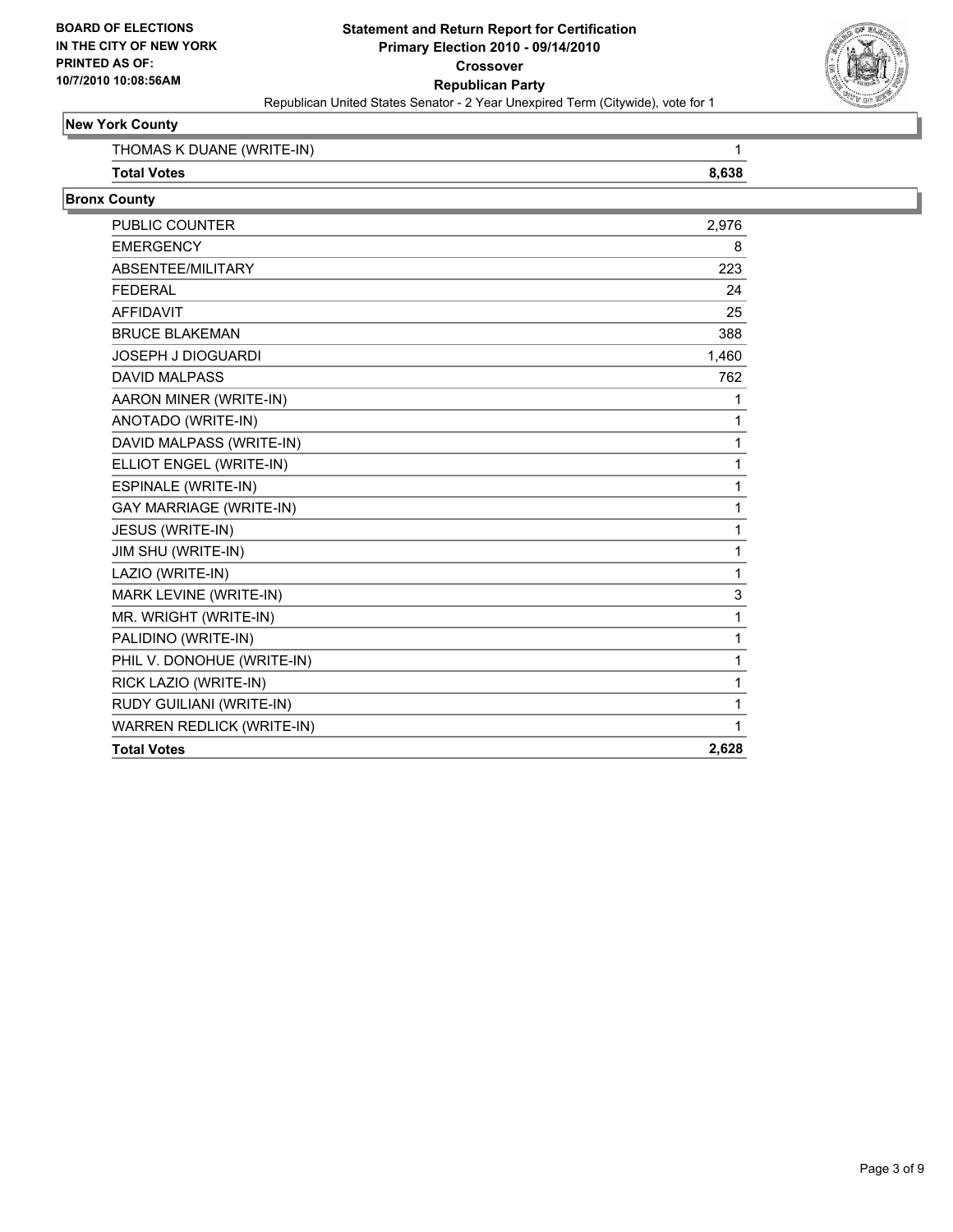**BOARD OF ELECTIONS IN THE CITY OF NEW YORK PRINTED AS OF: 10/7/2010 10:08:56AM**

**Statement and Return Report for Certification**
**Primary Election 2010 - 09/14/2010**
**Crossover**
**Republican Party**
Republican United States Senator - 2 Year Unexpired Term (Citywide), vote for 1

### New York County

| | |
|---|---|
| THOMAS K DUANE (WRITE-IN) | 1 |
| **Total Votes** | **8,638** |

### Bronx County

| | |
|---|---|
| PUBLIC COUNTER | 2,976 |
| EMERGENCY | 8 |
| ABSENTEE/MILITARY | 223 |
| FEDERAL | 24 |
| AFFIDAVIT | 25 |
| BRUCE BLAKEMAN | 388 |
| JOSEPH J DIOGUARDI | 1,460 |
| DAVID MALPASS | 762 |
| AARON MINER (WRITE-IN) | 1 |
| ANOTADO (WRITE-IN) | 1 |
| DAVID MALPASS (WRITE-IN) | 1 |
| ELLIOT ENGEL (WRITE-IN) | 1 |
| ESPINALE (WRITE-IN) | 1 |
| GAY MARRIAGE (WRITE-IN) | 1 |
| JESUS (WRITE-IN) | 1 |
| JIM SHU (WRITE-IN) | 1 |
| LAZIO (WRITE-IN) | 1 |
| MARK LEVINE (WRITE-IN) | 3 |
| MR. WRIGHT (WRITE-IN) | 1 |
| PALIDINO (WRITE-IN) | 1 |
| PHIL V. DONOHUE (WRITE-IN) | 1 |
| RICK LAZIO (WRITE-IN) | 1 |
| RUDY GUILIANI (WRITE-IN) | 1 |
| WARREN REDLICK (WRITE-IN) | 1 |
| **Total Votes** | **2,628** |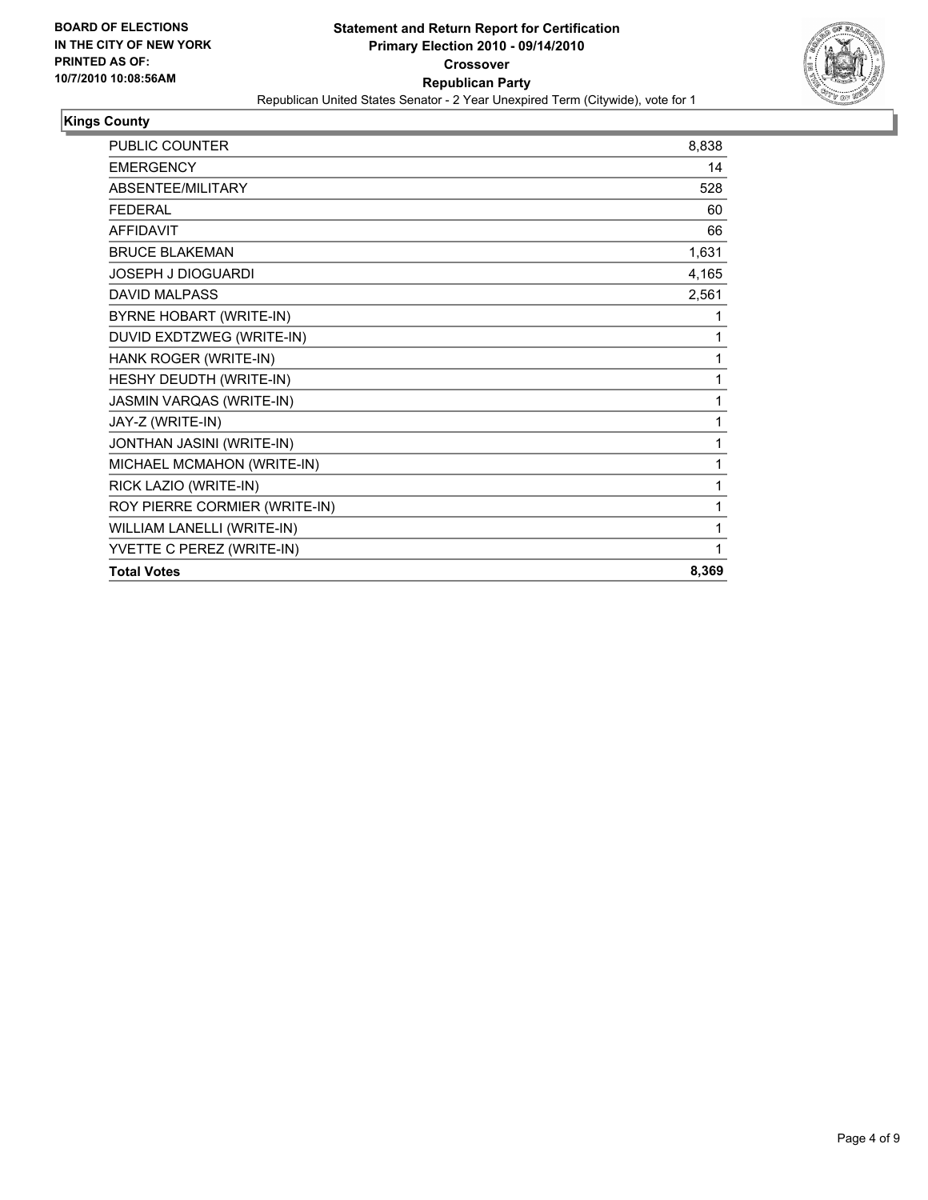**BOARD OF ELECTIONS IN THE CITY OF NEW YORK PRINTED AS OF: 10/7/2010 10:08:56AM**

# Statement and Return Report for Certification
## Primary Election 2010 - 09/14/2010
## Crossover
## Republican Party

Republican United States Senator - 2 Year Unexpired Term (Citywide), vote for 1

### Kings County

| | |
|---|---|
| PUBLIC COUNTER | 8,838 |
| EMERGENCY | 14 |
| ABSENTEE/MILITARY | 528 |
| FEDERAL | 60 |
| AFFIDAVIT | 66 |
| BRUCE BLAKEMAN | 1,631 |
| JOSEPH J DIOGUARDI | 4,165 |
| DAVID MALPASS | 2,561 |
| BYRNE HOBART (WRITE-IN) | 1 |
| DUVID EXDTZWEG (WRITE-IN) | 1 |
| HANK ROGER (WRITE-IN) | 1 |
| HESHY DEUDTH (WRITE-IN) | 1 |
| JASMIN VARQAS (WRITE-IN) | 1 |
| JAY-Z (WRITE-IN) | 1 |
| JONTHAN JASINI (WRITE-IN) | 1 |
| MICHAEL MCMAHON (WRITE-IN) | 1 |
| RICK LAZIO (WRITE-IN) | 1 |
| ROY PIERRE CORMIER (WRITE-IN) | 1 |
| WILLIAM LANELLI (WRITE-IN) | 1 |
| YVETTE C PEREZ (WRITE-IN) | 1 |
| **Total Votes** | **8,369** |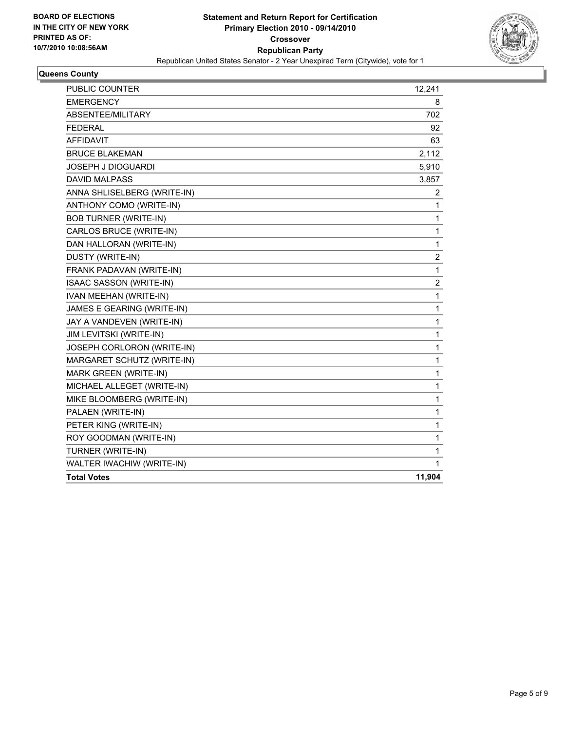**BOARD OF ELECTIONS IN THE CITY OF NEW YORK PRINTED AS OF: 10/7/2010 10:08:56AM**

**Statement and Return Report for Certification**
**Primary Election 2010 - 09/14/2010**
**Crossover**
**Republican Party**
Republican United States Senator - 2 Year Unexpired Term (Citywide), vote for 1

## Queens County

| | |
|---|---|
| PUBLIC COUNTER | 12,241 |
| EMERGENCY | 8 |
| ABSENTEE/MILITARY | 702 |
| FEDERAL | 92 |
| AFFIDAVIT | 63 |
| BRUCE BLAKEMAN | 2,112 |
| JOSEPH J DIOGUARDI | 5,910 |
| DAVID MALPASS | 3,857 |
| ANNA SHLISELBERG (WRITE-IN) | 2 |
| ANTHONY COMO (WRITE-IN) | 1 |
| BOB TURNER (WRITE-IN) | 1 |
| CARLOS BRUCE (WRITE-IN) | 1 |
| DAN HALLORAN (WRITE-IN) | 1 |
| DUSTY (WRITE-IN) | 2 |
| FRANK PADAVAN (WRITE-IN) | 1 |
| ISAAC SASSON (WRITE-IN) | 2 |
| IVAN MEEHAN (WRITE-IN) | 1 |
| JAMES E GEARING (WRITE-IN) | 1 |
| JAY A VANDEVEN (WRITE-IN) | 1 |
| JIM LEVITSKI (WRITE-IN) | 1 |
| JOSEPH CORLORON (WRITE-IN) | 1 |
| MARGARET SCHUTZ (WRITE-IN) | 1 |
| MARK GREEN (WRITE-IN) | 1 |
| MICHAEL ALLEGET (WRITE-IN) | 1 |
| MIKE BLOOMBERG (WRITE-IN) | 1 |
| PALAEN (WRITE-IN) | 1 |
| PETER KING (WRITE-IN) | 1 |
| ROY GOODMAN (WRITE-IN) | 1 |
| TURNER (WRITE-IN) | 1 |
| WALTER IWACHIW (WRITE-IN) | 1 |
| **Total Votes** | **11,904** |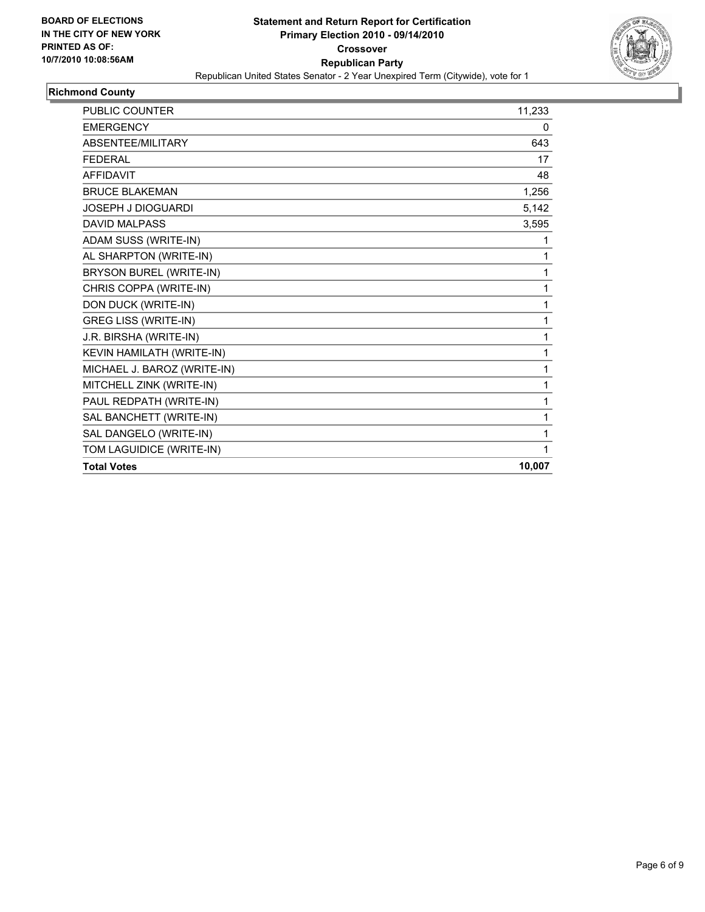**BOARD OF ELECTIONS IN THE CITY OF NEW YORK PRINTED AS OF: 10/7/2010 10:08:56AM**

# Statement and Return Report for Certification
## Primary Election 2010 - 09/14/2010
## Crossover
## Republican Party

Republican United States Senator - 2 Year Unexpired Term (Citywide), vote for 1

### Richmond County

| | |
|---|---|
| PUBLIC COUNTER | 11,233 |
| EMERGENCY | 0 |
| ABSENTEE/MILITARY | 643 |
| FEDERAL | 17 |
| AFFIDAVIT | 48 |
| BRUCE BLAKEMAN | 1,256 |
| JOSEPH J DIOGUARDI | 5,142 |
| DAVID MALPASS | 3,595 |
| ADAM SUSS (WRITE-IN) | 1 |
| AL SHARPTON (WRITE-IN) | 1 |
| BRYSON BUREL (WRITE-IN) | 1 |
| CHRIS COPPA (WRITE-IN) | 1 |
| DON DUCK (WRITE-IN) | 1 |
| GREG LISS (WRITE-IN) | 1 |
| J.R. BIRSHA (WRITE-IN) | 1 |
| KEVIN HAMILATH (WRITE-IN) | 1 |
| MICHAEL J. BAROZ (WRITE-IN) | 1 |
| MITCHELL ZINK (WRITE-IN) | 1 |
| PAUL REDPATH (WRITE-IN) | 1 |
| SAL BANCHETT (WRITE-IN) | 1 |
| SAL DANGELO (WRITE-IN) | 1 |
| TOM LAGUIDICE (WRITE-IN) | 1 |
| **Total Votes** | **10,007** |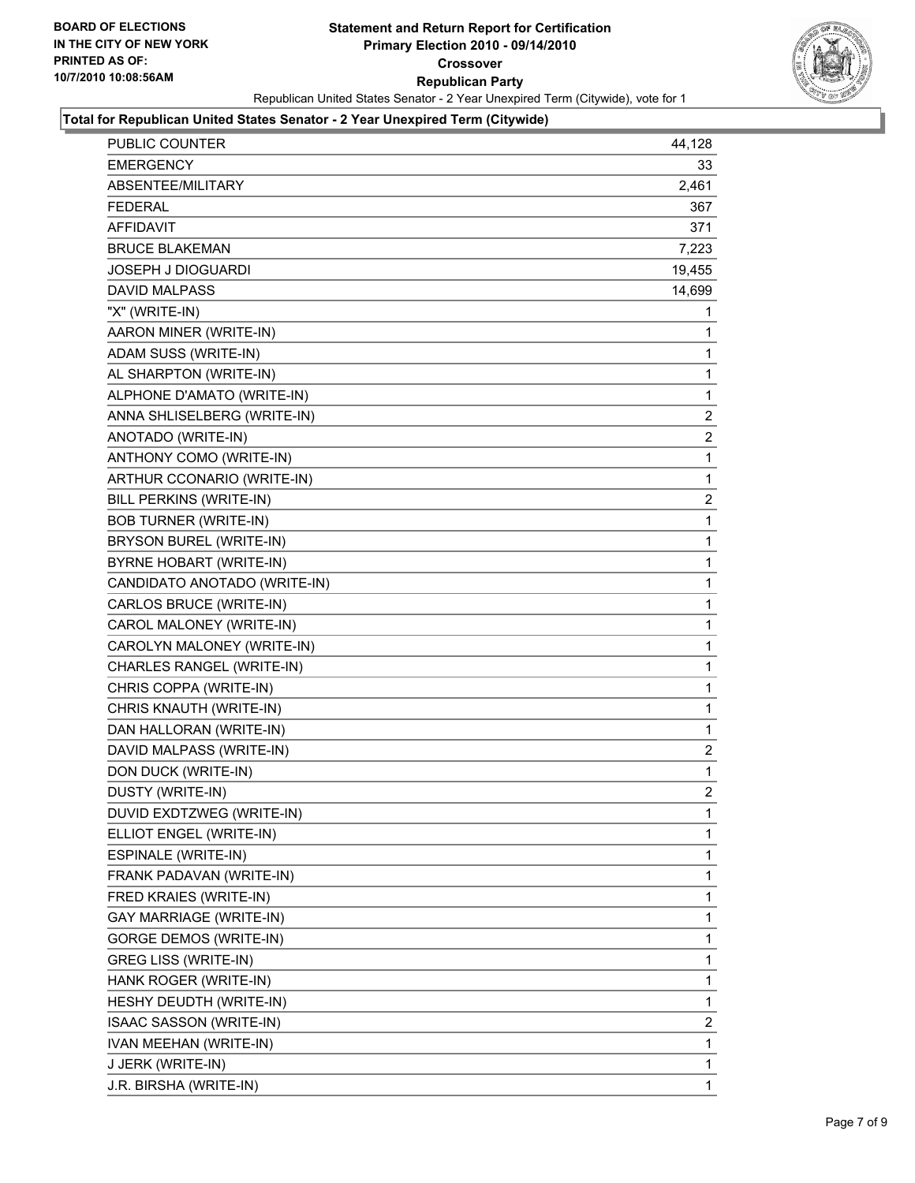**BOARD OF ELECTIONS IN THE CITY OF NEW YORK PRINTED AS OF: 10/7/2010 10:08:56AM**

# Statement and Return Report for Certification
## Primary Election 2010 - 09/14/2010
## Crossover
## Republican Party

Republican United States Senator - 2 Year Unexpired Term (Citywide), vote for 1

**Total for Republican United States Senator - 2 Year Unexpired Term (Citywide)**

| | |
|---|---|
| PUBLIC COUNTER | 44,128 |
| EMERGENCY | 33 |
| ABSENTEE/MILITARY | 2,461 |
| FEDERAL | 367 |
| AFFIDAVIT | 371 |
| BRUCE BLAKEMAN | 7,223 |
| JOSEPH J DIOGUARDI | 19,455 |
| DAVID MALPASS | 14,699 |
| "X" (WRITE-IN) | 1 |
| AARON MINER (WRITE-IN) | 1 |
| ADAM SUSS (WRITE-IN) | 1 |
| AL SHARPTON (WRITE-IN) | 1 |
| ALPHONE D'AMATO (WRITE-IN) | 1 |
| ANNA SHLISELBERG (WRITE-IN) | 2 |
| ANOTADO (WRITE-IN) | 2 |
| ANTHONY COMO (WRITE-IN) | 1 |
| ARTHUR CCONARIO (WRITE-IN) | 1 |
| BILL PERKINS (WRITE-IN) | 2 |
| BOB TURNER (WRITE-IN) | 1 |
| BRYSON BUREL (WRITE-IN) | 1 |
| BYRNE HOBART (WRITE-IN) | 1 |
| CANDIDATO ANOTADO (WRITE-IN) | 1 |
| CARLOS BRUCE (WRITE-IN) | 1 |
| CAROL MALONEY (WRITE-IN) | 1 |
| CAROLYN MALONEY (WRITE-IN) | 1 |
| CHARLES RANGEL (WRITE-IN) | 1 |
| CHRIS COPPA (WRITE-IN) | 1 |
| CHRIS KNAUTH (WRITE-IN) | 1 |
| DAN HALLORAN (WRITE-IN) | 1 |
| DAVID MALPASS (WRITE-IN) | 2 |
| DON DUCK (WRITE-IN) | 1 |
| DUSTY (WRITE-IN) | 2 |
| DUVID EXDTZWEG (WRITE-IN) | 1 |
| ELLIOT ENGEL (WRITE-IN) | 1 |
| ESPINALE (WRITE-IN) | 1 |
| FRANK PADAVAN (WRITE-IN) | 1 |
| FRED KRAIES (WRITE-IN) | 1 |
| GAY MARRIAGE (WRITE-IN) | 1 |
| GORGE DEMOS (WRITE-IN) | 1 |
| GREG LISS (WRITE-IN) | 1 |
| HANK ROGER (WRITE-IN) | 1 |
| HESHY DEUDTH (WRITE-IN) | 1 |
| ISAAC SASSON (WRITE-IN) | 2 |
| IVAN MEEHAN (WRITE-IN) | 1 |
| J JERK (WRITE-IN) | 1 |
| J.R. BIRSHA (WRITE-IN) | 1 |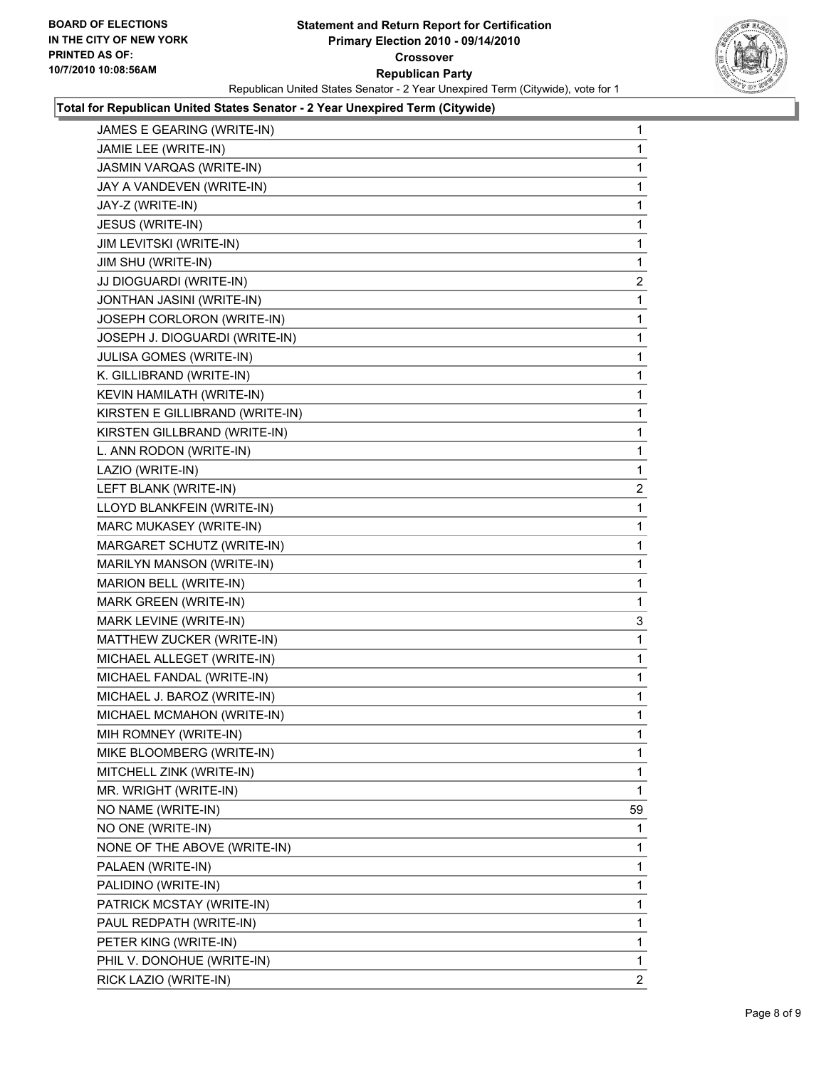BOARD OF ELECTIONS
IN THE CITY OF NEW YORK
PRINTED AS OF:
10/7/2010 10:08:56AM

# Statement and Return Report for Certification
## Primary Election 2010 - 09/14/2010
## Crossover
## Republican Party

Republican United States Senator - 2 Year Unexpired Term (Citywide), vote for 1

**Total for Republican United States Senator - 2 Year Unexpired Term (Citywide)**

| | |
|---|---|
| JAMES E GEARING (WRITE-IN) | 1 |
| JAMIE LEE (WRITE-IN) | 1 |
| JASMIN VARQAS (WRITE-IN) | 1 |
| JAY A VANDEVEN (WRITE-IN) | 1 |
| JAY-Z (WRITE-IN) | 1 |
| JESUS (WRITE-IN) | 1 |
| JIM LEVITSKI (WRITE-IN) | 1 |
| JIM SHU (WRITE-IN) | 1 |
| JJ DIOGUARDI (WRITE-IN) | 2 |
| JONTHAN JASINI (WRITE-IN) | 1 |
| JOSEPH CORLORON (WRITE-IN) | 1 |
| JOSEPH J. DIOGUARDI (WRITE-IN) | 1 |
| JULISA GOMES (WRITE-IN) | 1 |
| K. GILLIBRAND (WRITE-IN) | 1 |
| KEVIN HAMILATH (WRITE-IN) | 1 |
| KIRSTEN E GILLIBRAND (WRITE-IN) | 1 |
| KIRSTEN GILLBRAND (WRITE-IN) | 1 |
| L. ANN RODON (WRITE-IN) | 1 |
| LAZIO (WRITE-IN) | 1 |
| LEFT BLANK (WRITE-IN) | 2 |
| LLOYD BLANKFEIN (WRITE-IN) | 1 |
| MARC MUKASEY (WRITE-IN) | 1 |
| MARGARET SCHUTZ (WRITE-IN) | 1 |
| MARILYN MANSON (WRITE-IN) | 1 |
| MARION BELL (WRITE-IN) | 1 |
| MARK GREEN (WRITE-IN) | 1 |
| MARK LEVINE (WRITE-IN) | 3 |
| MATTHEW ZUCKER (WRITE-IN) | 1 |
| MICHAEL ALLEGET (WRITE-IN) | 1 |
| MICHAEL FANDAL (WRITE-IN) | 1 |
| MICHAEL J. BAROZ (WRITE-IN) | 1 |
| MICHAEL MCMAHON (WRITE-IN) | 1 |
| MIH ROMNEY (WRITE-IN) | 1 |
| MIKE BLOOMBERG (WRITE-IN) | 1 |
| MITCHELL ZINK (WRITE-IN) | 1 |
| MR. WRIGHT (WRITE-IN) | 1 |
| NO NAME (WRITE-IN) | 59 |
| NO ONE (WRITE-IN) | 1 |
| NONE OF THE ABOVE (WRITE-IN) | 1 |
| PALAEN (WRITE-IN) | 1 |
| PALIDINO (WRITE-IN) | 1 |
| PATRICK MCSTAY (WRITE-IN) | 1 |
| PAUL REDPATH (WRITE-IN) | 1 |
| PETER KING (WRITE-IN) | 1 |
| PHIL V. DONOHUE (WRITE-IN) | 1 |
| RICK LAZIO (WRITE-IN) | 2 |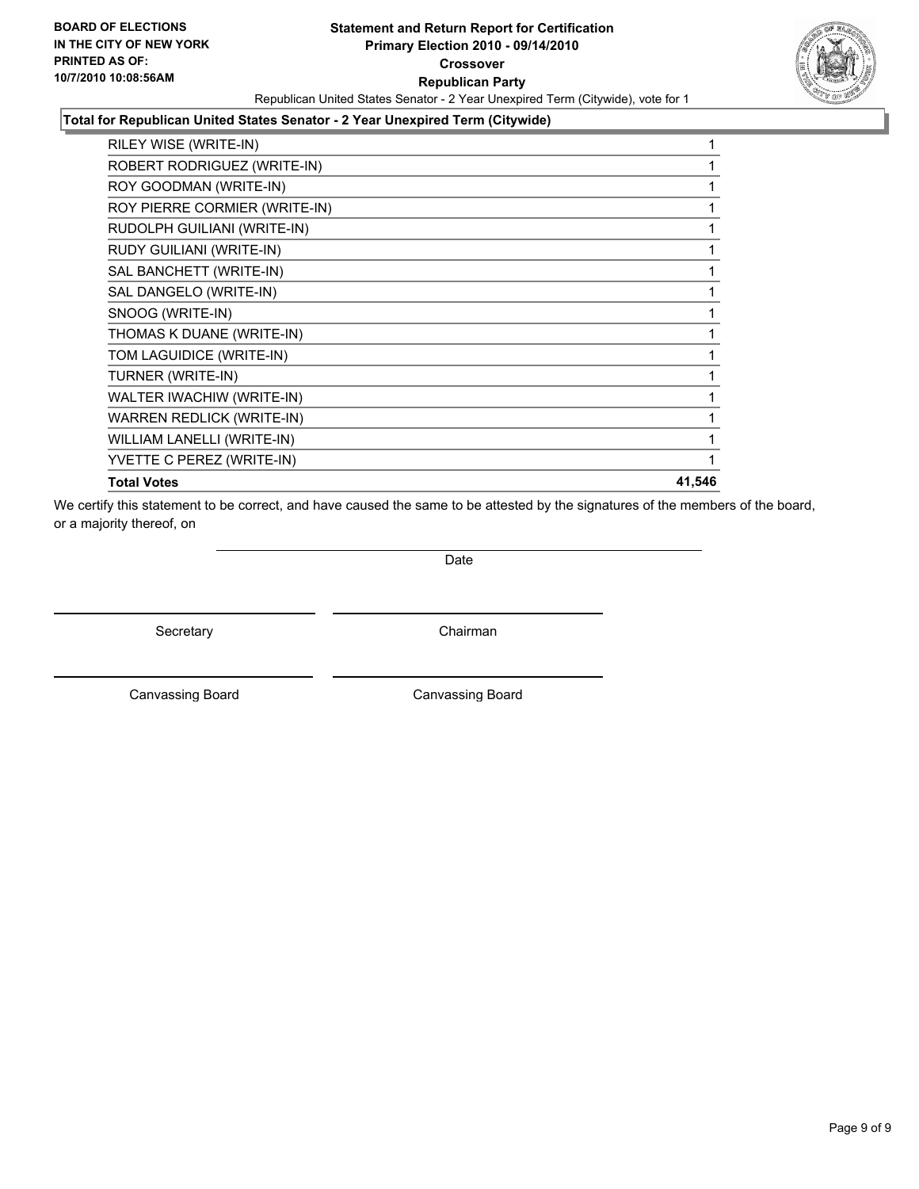**BOARD OF ELECTIONS IN THE CITY OF NEW YORK PRINTED AS OF: 10/7/2010 10:08:56AM**

**Statement and Return Report for Certification**
**Primary Election 2010 - 09/14/2010**
**Crossover**
**Republican Party**

Republican United States Senator - 2 Year Unexpired Term (Citywide), vote for 1

**Total for Republican United States Senator - 2 Year Unexpired Term (Citywide)**

| | |
|---|---|
| RILEY WISE (WRITE-IN) | 1 |
| ROBERT RODRIGUEZ (WRITE-IN) | 1 |
| ROY GOODMAN (WRITE-IN) | 1 |
| ROY PIERRE CORMIER (WRITE-IN) | 1 |
| RUDOLPH GUILIANI (WRITE-IN) | 1 |
| RUDY GUILIANI (WRITE-IN) | 1 |
| SAL BANCHETT (WRITE-IN) | 1 |
| SAL DANGELO (WRITE-IN) | 1 |
| SNOOG (WRITE-IN) | 1 |
| THOMAS K DUANE (WRITE-IN) | 1 |
| TOM LAGUIDICE (WRITE-IN) | 1 |
| TURNER (WRITE-IN) | 1 |
| WALTER IWACHIW (WRITE-IN) | 1 |
| WARREN REDLICK (WRITE-IN) | 1 |
| WILLIAM LANELLI (WRITE-IN) | 1 |
| YVETTE C PEREZ (WRITE-IN) | 1 |
| **Total Votes** | **41,546** |

We certify this statement to be correct, and have caused the same to be attested by the signatures of the members of the board, or a majority thereof, on

Date

Secretary

Chairman

Canvassing Board

Canvassing Board